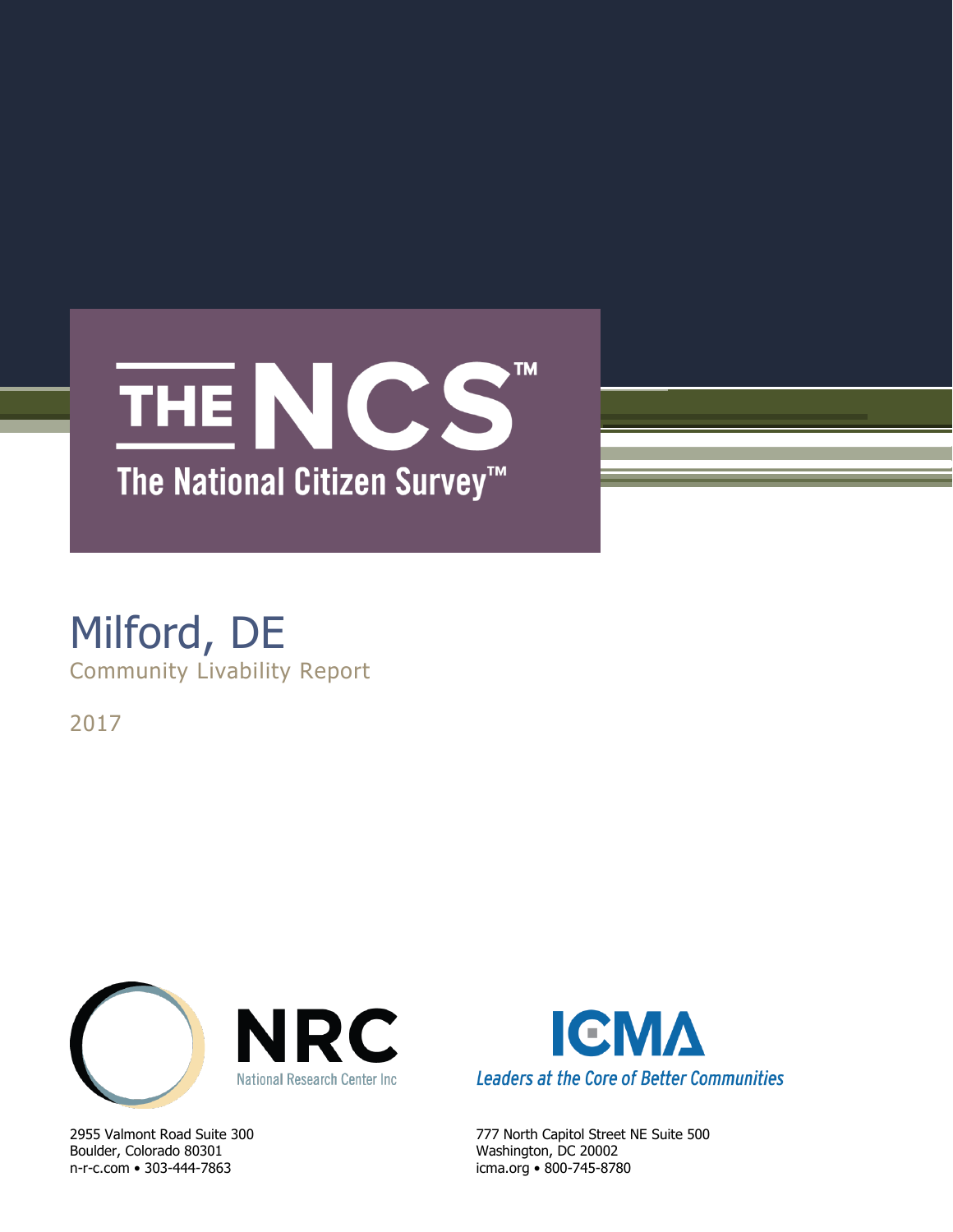# THE NCS™

## The National Citizen Survey™

# Milford, DE

Community Livability Report

2017

NRC

National Research Center Inc

2955 Valmont Road Suite 300
Boulder, Colorado 80301
n-r-c.com • 303-444-7863

ICMA

*Leaders at the Core of Better Communities*

777 North Capitol Street NE Suite 500
Washington, DC 20002
icma.org • 800-745-8780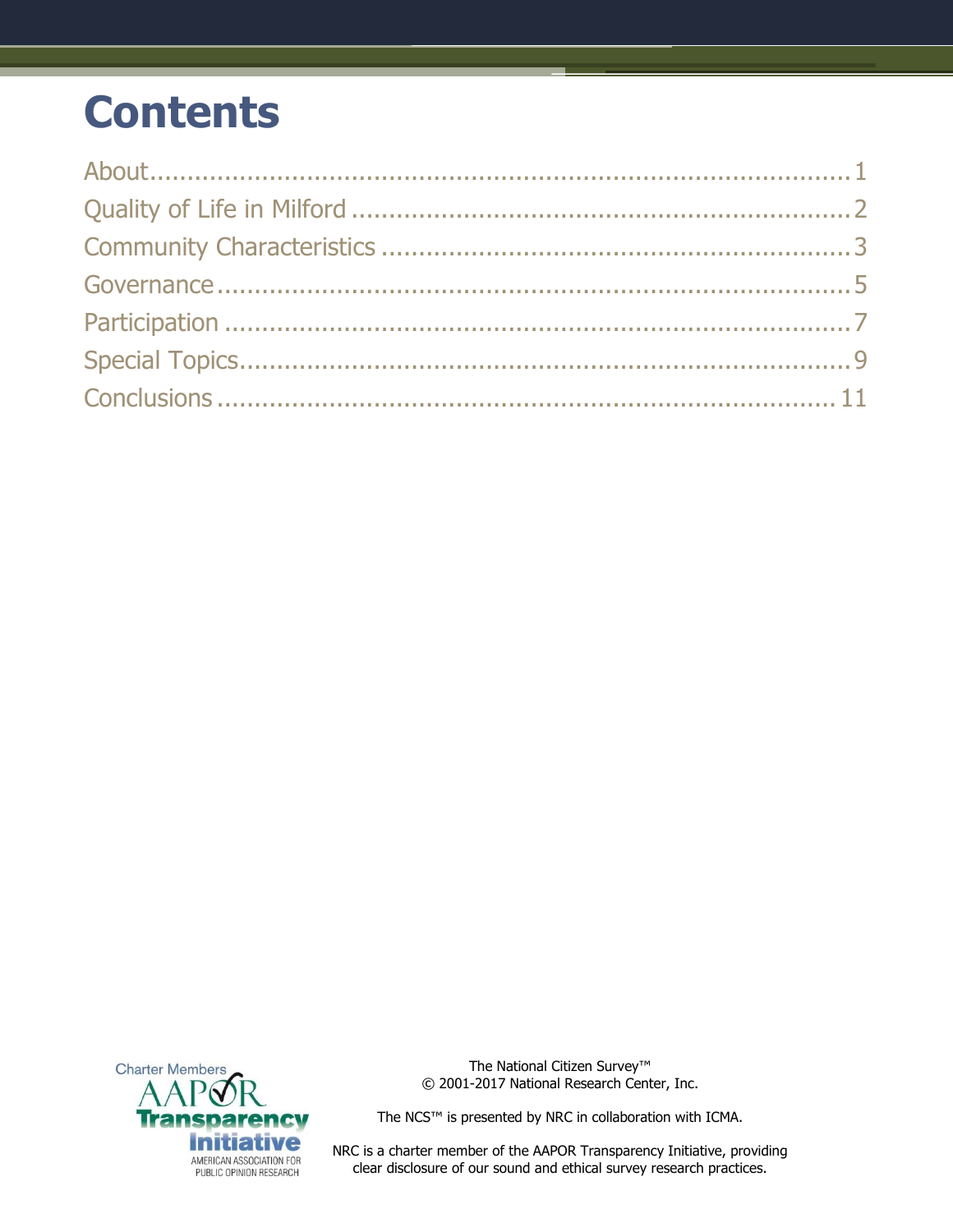# Contents

About..............................................................................1
Quality of Life in Milford ..........................................................2
Community Characteristics .........................................................3
Governance........................................................................5
Participation .......................................................................7
Special Topics......................................................................9
Conclusions .......................................................................11

The National Citizen Survey™
© 2001-2017 National Research Center, Inc.

The NCS™ is presented by NRC in collaboration with ICMA.

NRC is a charter member of the AAPOR Transparency Initiative, providing clear disclosure of our sound and ethical survey research practices.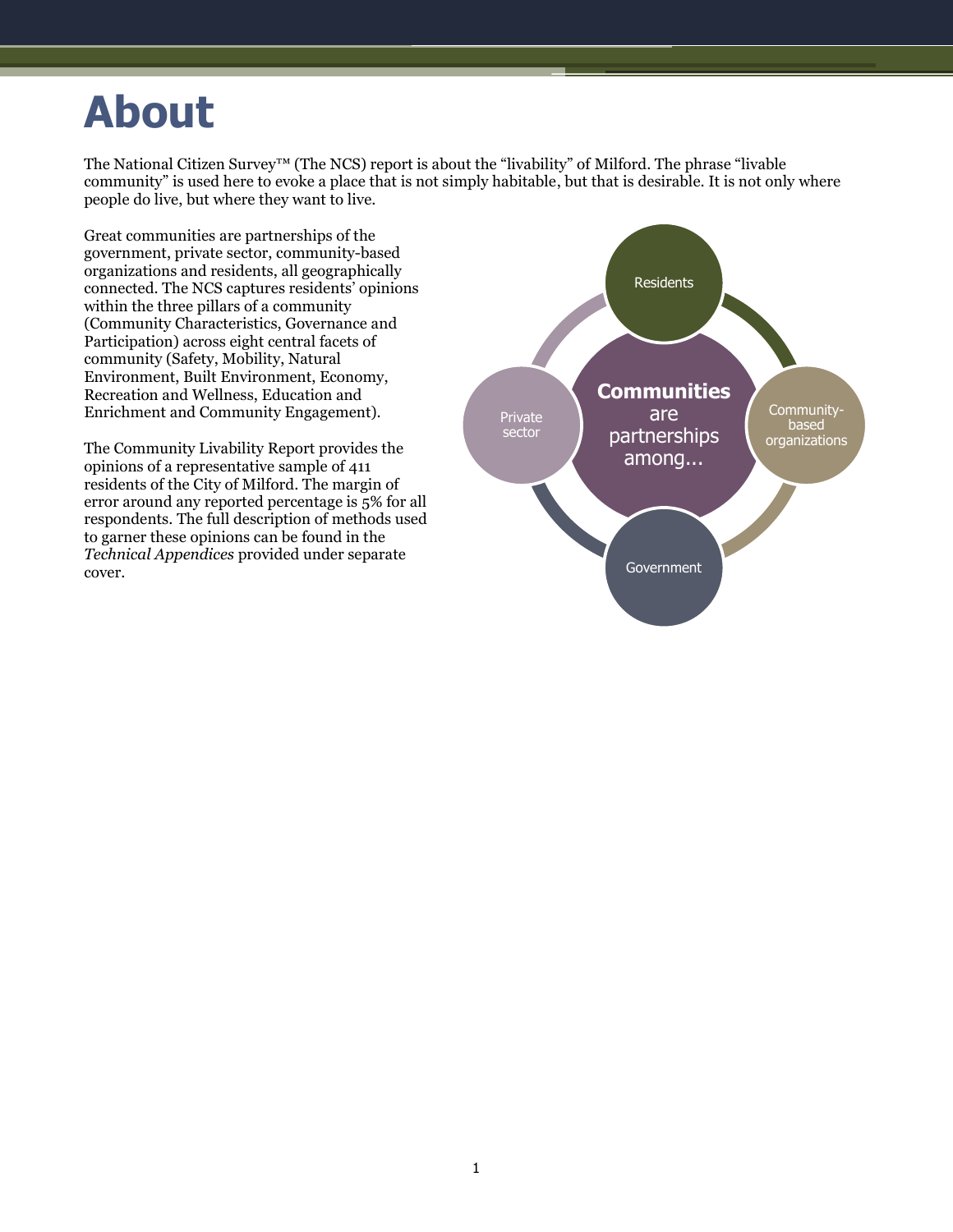# About

The National Citizen Survey™ (The NCS) report is about the "livability" of Milford. The phrase "livable community" is used here to evoke a place that is not simply habitable, but that is desirable. It is not only where people do live, but where they want to live.

Great communities are partnerships of the government, private sector, community-based organizations and residents, all geographically connected. The NCS captures residents' opinions within the three pillars of a community (Community Characteristics, Governance and Participation) across eight central facets of community (Safety, Mobility, Natural Environment, Built Environment, Economy, Recreation and Wellness, Education and Enrichment and Community Engagement).

The Community Livability Report provides the opinions of a representative sample of 411 residents of the City of Milford. The margin of error around any reported percentage is 5% for all respondents. The full description of methods used to garner these opinions can be found in the *Technical Appendices* provided under separate cover.

**Communities** are partnerships among...

- Residents
- Community-based organizations
- Government
- Private sector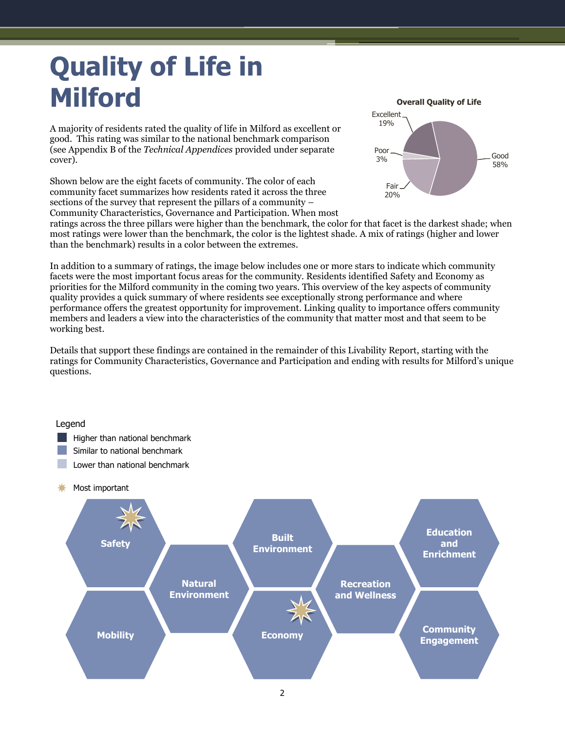# Quality of Life in Milford

A majority of residents rated the quality of life in Milford as excellent or good. This rating was similar to the national benchmark comparison (see Appendix B of the *Technical Appendices* provided under separate cover).

**Overall Quality of Life**

| Rating | Percent |
|---|---|
| Excellent | 19% |
| Good | 58% |
| Fair | 20% |
| Poor | 3% |

Shown below are the eight facets of community. The color of each community facet summarizes how residents rated it across the three sections of the survey that represent the pillars of a community – Community Characteristics, Governance and Participation. When most ratings across the three pillars were higher than the benchmark, the color for that facet is the darkest shade; when most ratings were lower than the benchmark, the color is the lightest shade. A mix of ratings (higher and lower than the benchmark) results in a color between the extremes.

In addition to a summary of ratings, the image below includes one or more stars to indicate which community facets were the most important focus areas for the community. Residents identified Safety and Economy as priorities for the Milford community in the coming two years. This overview of the key aspects of community quality provides a quick summary of where residents see exceptionally strong performance and where performance offers the greatest opportunity for improvement. Linking quality to importance offers community members and leaders a view into the characteristics of the community that matter most and that seem to be working best.

Details that support these findings are contained in the remainder of this Livability Report, starting with the ratings for Community Characteristics, Governance and Participation and ending with results for Milford's unique questions.

Legend
- Higher than national benchmark
- Similar to national benchmark
- Lower than national benchmark
- Most important

| Facet | Rating | Most important |
|---|---|---|
| Safety | Similar to national benchmark | ✷ |
| Mobility | Similar to national benchmark | |
| Natural Environment | Similar to national benchmark | |
| Built Environment | Similar to national benchmark | |
| Economy | Similar to national benchmark | ✷ |
| Recreation and Wellness | Similar to national benchmark | |
| Education and Enrichment | Similar to national benchmark | |
| Community Engagement | Similar to national benchmark | |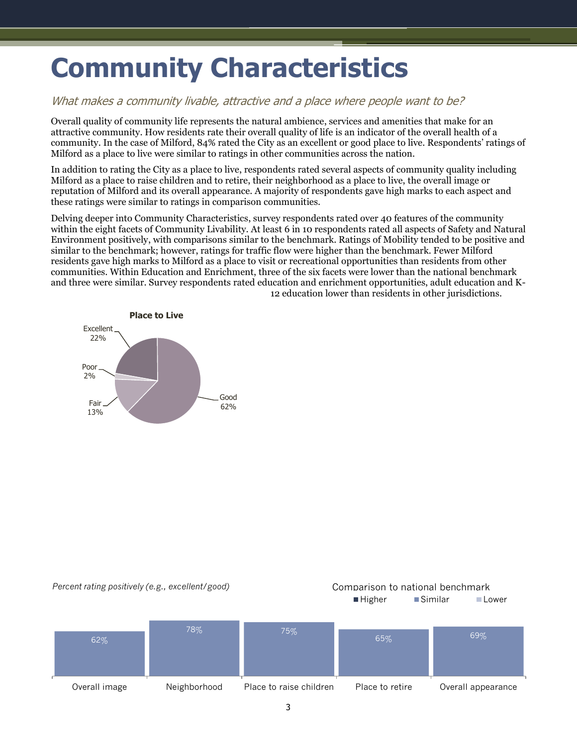# Community Characteristics

*What makes a community livable, attractive and a place where people want to be?*

Overall quality of community life represents the natural ambience, services and amenities that make for an attractive community. How residents rate their overall quality of life is an indicator of the overall health of a community. In the case of Milford, 84% rated the City as an excellent or good place to live. Respondents' ratings of Milford as a place to live were similar to ratings in other communities across the nation.

In addition to rating the City as a place to live, respondents rated several aspects of community quality including Milford as a place to raise children and to retire, their neighborhood as a place to live, the overall image or reputation of Milford and its overall appearance. A majority of respondents gave high marks to each aspect and these ratings were similar to ratings in comparison communities.

Delving deeper into Community Characteristics, survey respondents rated over 40 features of the community within the eight facets of Community Livability. At least 6 in 10 respondents rated all aspects of Safety and Natural Environment positively, with comparisons similar to the benchmark. Ratings of Mobility tended to be positive and similar to the benchmark; however, ratings for traffic flow were higher than the benchmark. Fewer Milford residents gave high marks to Milford as a place to visit or recreational opportunities than residents from other communities. Within Education and Enrichment, three of the six facets were lower than the national benchmark and three were similar. Survey respondents rated education and enrichment opportunities, adult education and K-12 education lower than residents in other jurisdictions.

**Place to Live**

| Rating | Percent |
|---|---|
| Excellent | 22% |
| Good | 62% |
| Fair | 13% |
| Poor | 2% |

*Percent rating positively (e.g., excellent/good)*

Comparison to national benchmark: Higher / Similar / Lower

| Overall image | Neighborhood | Place to raise children | Place to retire | Overall appearance |
|---|---|---|---|---|
| 62% | 78% | 75% | 65% | 69% |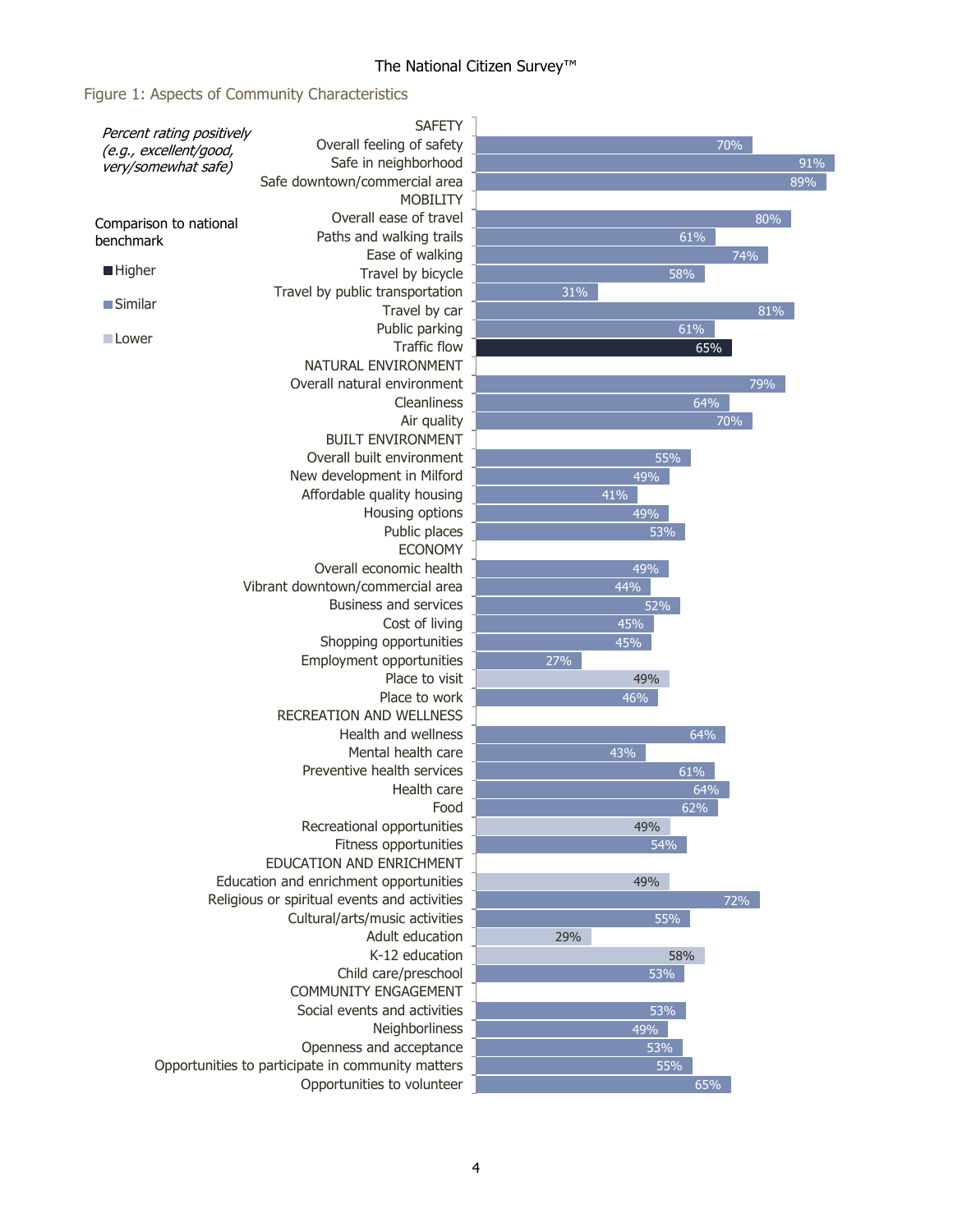## Figure 1: Aspects of Community Characteristics

*Percent rating positively (e.g., excellent/good, very/somewhat safe)*

Comparison to national benchmark: Higher, Similar, Lower

| Characteristic | Percent | Comparison to national benchmark |
|---|---|---|
| **SAFETY** | | |
| Overall feeling of safety | 70% | Similar |
| Safe in neighborhood | 91% | Similar |
| Safe downtown/commercial area | 89% | Similar |
| **MOBILITY** | | |
| Overall ease of travel | 80% | Similar |
| Paths and walking trails | 61% | Similar |
| Ease of walking | 74% | Similar |
| Travel by bicycle | 58% | Similar |
| Travel by public transportation | 31% | Similar |
| Travel by car | 81% | Similar |
| Public parking | 61% | Similar |
| Traffic flow | 65% | Higher |
| **NATURAL ENVIRONMENT** | | |
| Overall natural environment | 79% | Similar |
| Cleanliness | 64% | Similar |
| Air quality | 70% | Similar |
| **BUILT ENVIRONMENT** | | |
| Overall built environment | 55% | Similar |
| New development in Milford | 49% | Similar |
| Affordable quality housing | 41% | Similar |
| Housing options | 49% | Similar |
| Public places | 53% | Similar |
| **ECONOMY** | | |
| Overall economic health | 49% | Similar |
| Vibrant downtown/commercial area | 44% | Similar |
| Business and services | 52% | Similar |
| Cost of living | 45% | Similar |
| Shopping opportunities | 45% | Similar |
| Employment opportunities | 27% | Similar |
| Place to visit | 49% | Lower |
| Place to work | 46% | Similar |
| **RECREATION AND WELLNESS** | | |
| Health and wellness | 64% | Similar |
| Mental health care | 43% | Similar |
| Preventive health services | 61% | Similar |
| Health care | 64% | Similar |
| Food | 62% | Similar |
| Recreational opportunities | 49% | Lower |
| Fitness opportunities | 54% | Similar |
| **EDUCATION AND ENRICHMENT** | | |
| Education and enrichment opportunities | 49% | Lower |
| Religious or spiritual events and activities | 72% | Similar |
| Cultural/arts/music activities | 55% | Similar |
| Adult education | 29% | Lower |
| K-12 education | 58% | Lower |
| Child care/preschool | 53% | Similar |
| **COMMUNITY ENGAGEMENT** | | |
| Social events and activities | 53% | Similar |
| Neighborliness | 49% | Similar |
| Openness and acceptance | 53% | Similar |
| Opportunities to participate in community matters | 55% | Similar |
| Opportunities to volunteer | 65% | Similar |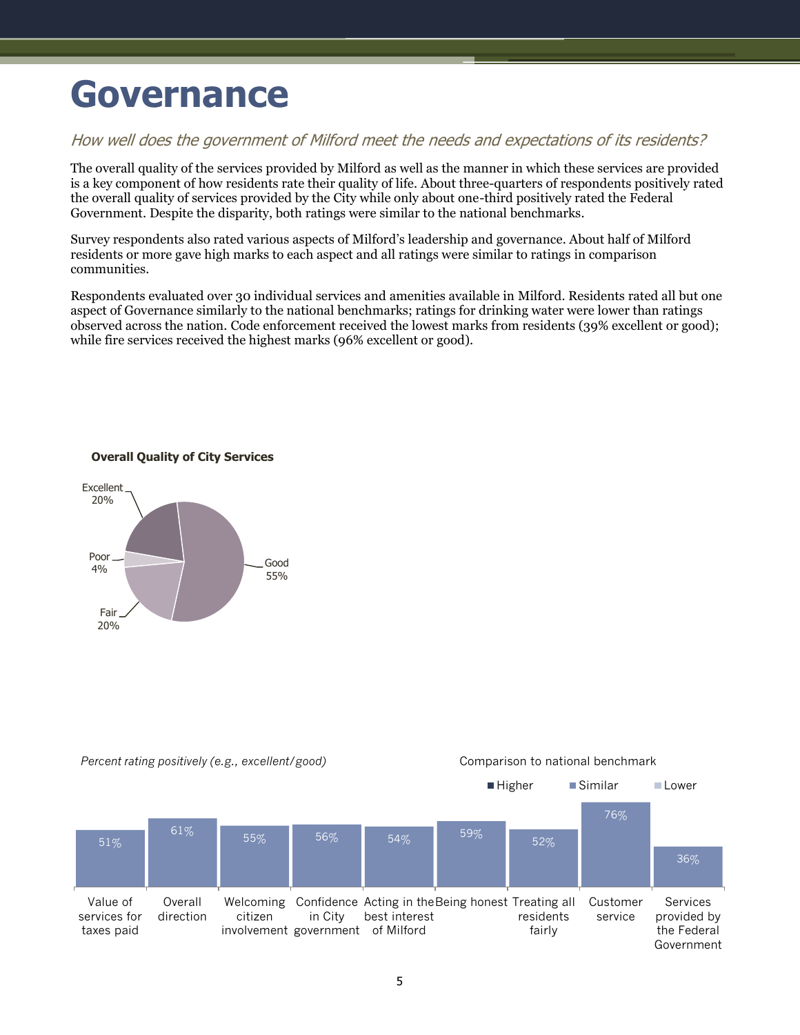# Governance

*How well does the government of Milford meet the needs and expectations of its residents?*

The overall quality of the services provided by Milford as well as the manner in which these services are provided is a key component of how residents rate their quality of life. About three-quarters of respondents positively rated the overall quality of services provided by the City while only about one-third positively rated the Federal Government. Despite the disparity, both ratings were similar to the national benchmarks.

Survey respondents also rated various aspects of Milford's leadership and governance. About half of Milford residents or more gave high marks to each aspect and all ratings were similar to ratings in comparison communities.

Respondents evaluated over 30 individual services and amenities available in Milford. Residents rated all but one aspect of Governance similarly to the national benchmarks; ratings for drinking water were lower than ratings observed across the nation. Code enforcement received the lowest marks from residents (39% excellent or good); while fire services received the highest marks (96% excellent or good).

**Overall Quality of City Services**

| Rating | Percent |
| --- | --- |
| Excellent | 20% |
| Good | 55% |
| Fair | 20% |
| Poor | 4% |

*Percent rating positively (e.g., excellent/good)*

Comparison to national benchmark: Higher / Similar / Lower

| Aspect | Percent rating positively | Comparison to national benchmark |
| --- | --- | --- |
| Value of services for taxes paid | 51% | Similar |
| Overall direction | 61% | Similar |
| Welcoming citizen involvement | 55% | Similar |
| Confidence in City government | 56% | Similar |
| Acting in the best interest of Milford | 54% | Similar |
| Being honest | 59% | Similar |
| Treating all residents fairly | 52% | Similar |
| Customer service | 76% | Similar |
| Services provided by the Federal Government | 36% | Similar |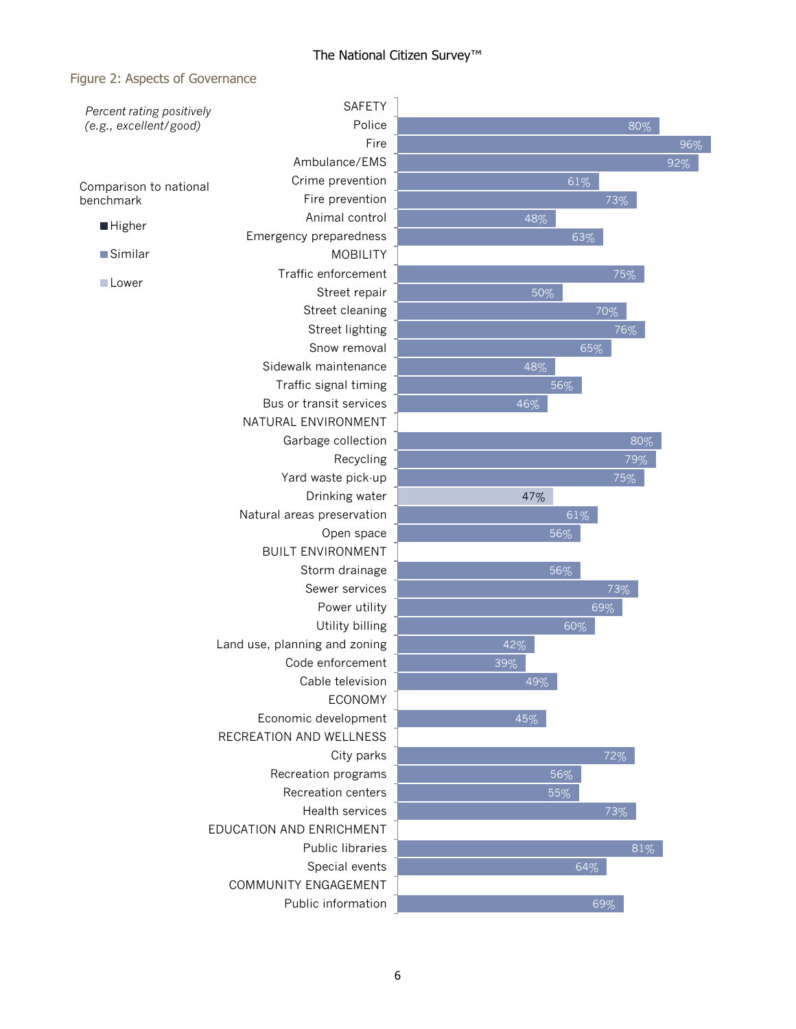## Figure 2: Aspects of Governance

*Percent rating positively (e.g., excellent/good)*

Comparison to national benchmark

- Higher
- Similar
- Lower

| Aspect | Percent rating positively | Comparison to national benchmark |
|---|---|---|
| **SAFETY** | | |
| Police | 80% | Similar |
| Fire | 96% | Similar |
| Ambulance/EMS | 92% | Similar |
| Crime prevention | 61% | Similar |
| Fire prevention | 73% | Similar |
| Animal control | 48% | Similar |
| Emergency preparedness | 63% | Similar |
| **MOBILITY** | | |
| Traffic enforcement | 75% | Similar |
| Street repair | 50% | Similar |
| Street cleaning | 70% | Similar |
| Street lighting | 76% | Similar |
| Snow removal | 65% | Similar |
| Sidewalk maintenance | 48% | Similar |
| Traffic signal timing | 56% | Similar |
| Bus or transit services | 46% | Similar |
| **NATURAL ENVIRONMENT** | | |
| Garbage collection | 80% | Similar |
| Recycling | 79% | Similar |
| Yard waste pick-up | 75% | Similar |
| Drinking water | 47% | Lower |
| Natural areas preservation | 61% | Similar |
| Open space | 56% | Similar |
| **BUILT ENVIRONMENT** | | |
| Storm drainage | 56% | Similar |
| Sewer services | 73% | Similar |
| Power utility | 69% | Similar |
| Utility billing | 60% | Similar |
| Land use, planning and zoning | 42% | Similar |
| Code enforcement | 39% | Similar |
| Cable television | 49% | Similar |
| **ECONOMY** | | |
| Economic development | 45% | Similar |
| **RECREATION AND WELLNESS** | | |
| City parks | 72% | Similar |
| Recreation programs | 56% | Similar |
| Recreation centers | 55% | Similar |
| Health services | 73% | Similar |
| **EDUCATION AND ENRICHMENT** | | |
| Public libraries | 81% | Similar |
| Special events | 64% | Similar |
| **COMMUNITY ENGAGEMENT** | | |
| Public information | 69% | Similar |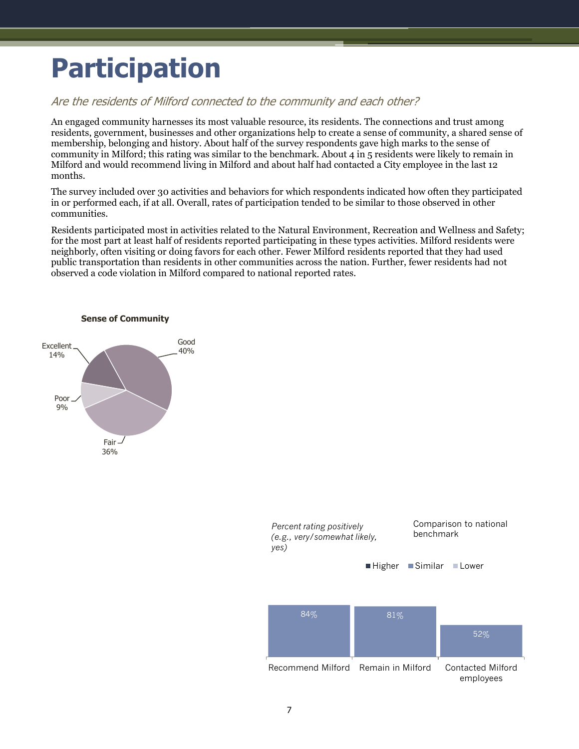# Participation

*Are the residents of Milford connected to the community and each other?*

An engaged community harnesses its most valuable resource, its residents. The connections and trust among residents, government, businesses and other organizations help to create a sense of community, a shared sense of membership, belonging and history. About half of the survey respondents gave high marks to the sense of community in Milford; this rating was similar to the benchmark. About 4 in 5 residents were likely to remain in Milford and would recommend living in Milford and about half had contacted a City employee in the last 12 months.

The survey included over 30 activities and behaviors for which respondents indicated how often they participated in or performed each, if at all. Overall, rates of participation tended to be similar to those observed in other communities.

Residents participated most in activities related to the Natural Environment, Recreation and Wellness and Safety; for the most part at least half of residents reported participating in these types activities. Milford residents were neighborly, often visiting or doing favors for each other. Fewer Milford residents reported that they had used public transportation than residents in other communities across the nation. Further, fewer residents had not observed a code violation in Milford compared to national reported rates.

**Sense of Community**

| Rating | Percent |
|---|---|
| Excellent | 14% |
| Good | 40% |
| Fair | 36% |
| Poor | 9% |

*Percent rating positively (e.g., very/somewhat likely, yes)*

Comparison to national benchmark: ■ Higher ■ Similar ■ Lower

| Item | Percent | Comparison to national benchmark |
|---|---|---|
| Recommend Milford | 84% | Similar |
| Remain in Milford | 81% | Similar |
| Contacted Milford employees | 52% | Similar |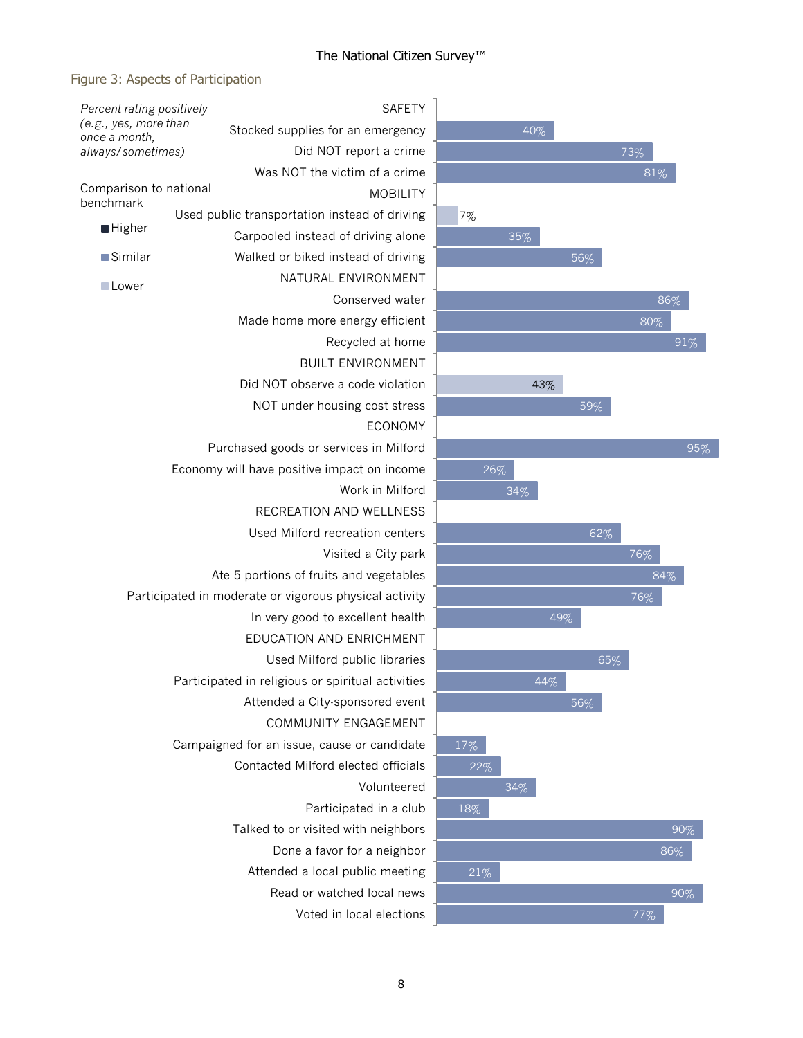## Figure 3: Aspects of Participation

*Percent rating positively (e.g., yes, more than once a month, always/sometimes)*

Comparison to national benchmark

- Higher
- Similar
- Lower

| Category / Item | Percent | Comparison to national benchmark |
|---|---|---|
| **SAFETY** | | |
| Stocked supplies for an emergency | 40% | Similar |
| Did NOT report a crime | 73% | Similar |
| Was NOT the victim of a crime | 81% | Similar |
| **MOBILITY** | | |
| Used public transportation instead of driving | 7% | Lower |
| Carpooled instead of driving alone | 35% | Similar |
| Walked or biked instead of driving | 56% | Similar |
| **NATURAL ENVIRONMENT** | | |
| Conserved water | 86% | Similar |
| Made home more energy efficient | 80% | Similar |
| Recycled at home | 91% | Similar |
| **BUILT ENVIRONMENT** | | |
| Did NOT observe a code violation | 43% | Lower |
| NOT under housing cost stress | 59% | Similar |
| **ECONOMY** | | |
| Purchased goods or services in Milford | 95% | Similar |
| Economy will have positive impact on income | 26% | Similar |
| Work in Milford | 34% | Similar |
| **RECREATION AND WELLNESS** | | |
| Used Milford recreation centers | 62% | Similar |
| Visited a City park | 76% | Similar |
| Ate 5 portions of fruits and vegetables | 84% | Similar |
| Participated in moderate or vigorous physical activity | 76% | Similar |
| In very good to excellent health | 49% | Similar |
| **EDUCATION AND ENRICHMENT** | | |
| Used Milford public libraries | 65% | Similar |
| Participated in religious or spiritual activities | 44% | Similar |
| Attended a City-sponsored event | 56% | Similar |
| **COMMUNITY ENGAGEMENT** | | |
| Campaigned for an issue, cause or candidate | 17% | Similar |
| Contacted Milford elected officials | 22% | Similar |
| Volunteered | 34% | Similar |
| Participated in a club | 18% | Similar |
| Talked to or visited with neighbors | 90% | Similar |
| Done a favor for a neighbor | 86% | Similar |
| Attended a local public meeting | 21% | Similar |
| Read or watched local news | 90% | Similar |
| Voted in local elections | 77% | Similar |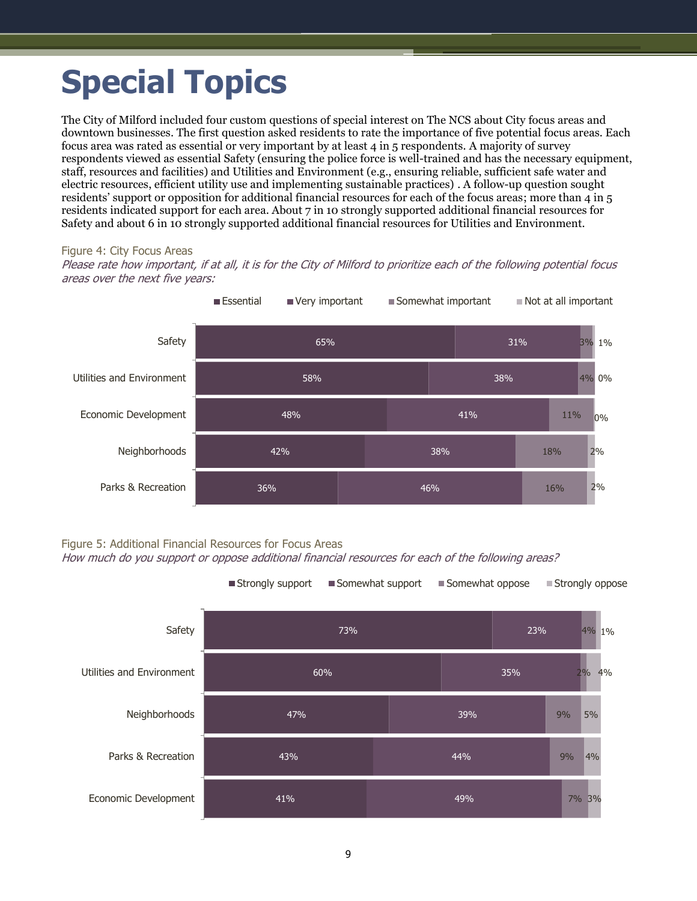# Special Topics

The City of Milford included four custom questions of special interest on The NCS about City focus areas and downtown businesses. The first question asked residents to rate the importance of five potential focus areas. Each focus area was rated as essential or very important by at least 4 in 5 respondents. A majority of survey respondents viewed as essential Safety (ensuring the police force is well-trained and has the necessary equipment, staff, resources and facilities) and Utilities and Environment (e.g., ensuring reliable, sufficient safe water and electric resources, efficient utility use and implementing sustainable practices) . A follow-up question sought residents' support or opposition for additional financial resources for each of the focus areas; more than 4 in 5 residents indicated support for each area. About 7 in 10 strongly supported additional financial resources for Safety and about 6 in 10 strongly supported additional financial resources for Utilities and Environment.

Figure 4: City Focus Areas

*Please rate how important, if at all, it is for the City of Milford to prioritize each of the following potential focus areas over the next five years:*

| | Essential | Very important | Somewhat important | Not at all important |
|---|---|---|---|---|
| Safety | 65% | 31% | 3% | 1% |
| Utilities and Environment | 58% | 38% | 4% | 0% |
| Economic Development | 48% | 41% | 11% | 0% |
| Neighborhoods | 42% | 38% | 18% | 2% |
| Parks & Recreation | 36% | 46% | 16% | 2% |

Figure 5: Additional Financial Resources for Focus Areas

*How much do you support or oppose additional financial resources for each of the following areas?*

| | Strongly support | Somewhat support | Somewhat oppose | Strongly oppose |
|---|---|---|---|---|
| Safety | 73% | 23% | 4% | 1% |
| Utilities and Environment | 60% | 35% | 2% | 4% |
| Neighborhoods | 47% | 39% | 9% | 5% |
| Parks & Recreation | 43% | 44% | 9% | 4% |
| Economic Development | 41% | 49% | 7% | 3% |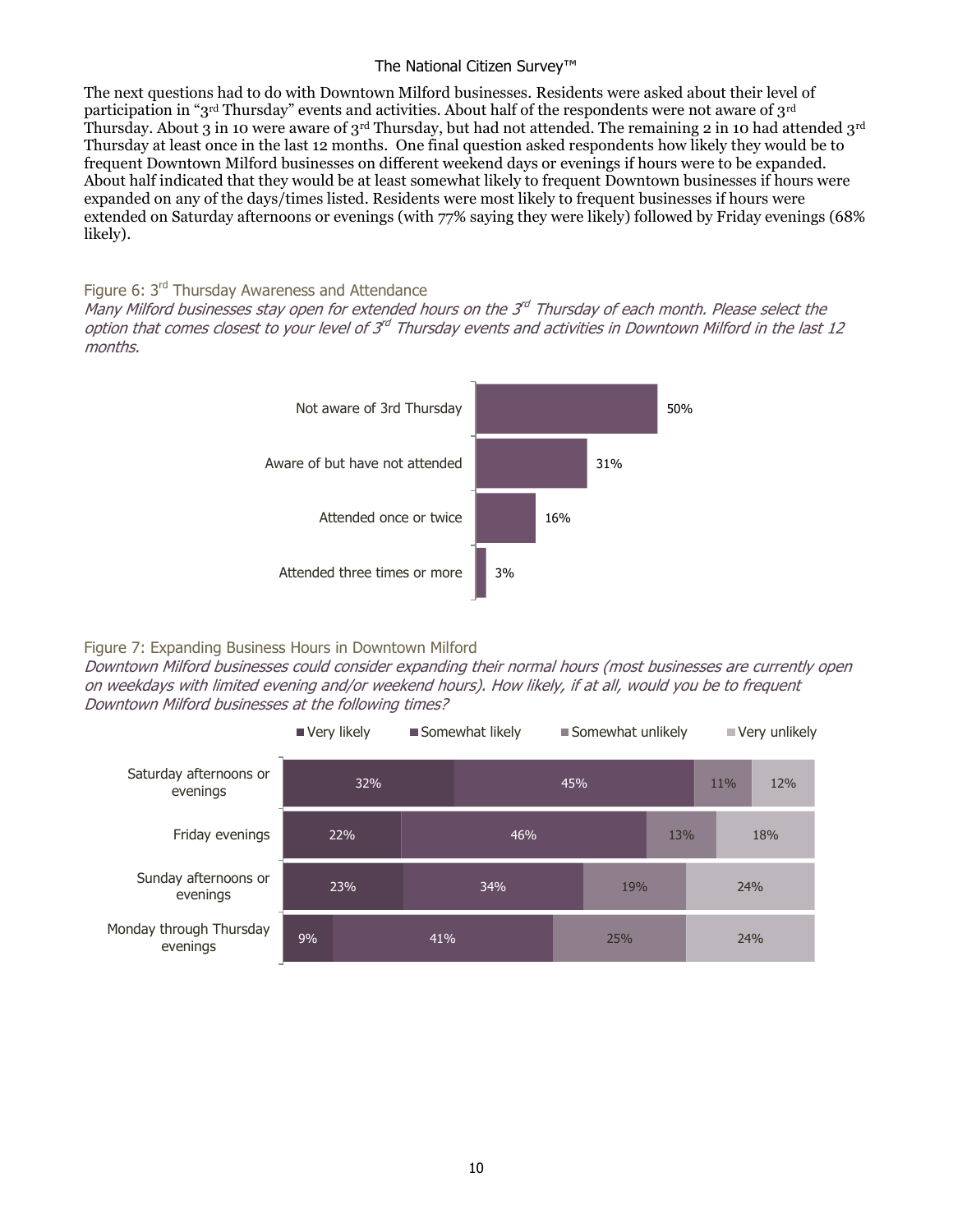The next questions had to do with Downtown Milford businesses. Residents were asked about their level of participation in "3rd Thursday" events and activities. About half of the respondents were not aware of 3rd Thursday. About 3 in 10 were aware of 3rd Thursday, but had not attended. The remaining 2 in 10 had attended 3rd Thursday at least once in the last 12 months. One final question asked respondents how likely they would be to frequent Downtown Milford businesses on different weekend days or evenings if hours were to be expanded. About half indicated that they would be at least somewhat likely to frequent Downtown businesses if hours were expanded on any of the days/times listed. Residents were most likely to frequent businesses if hours were extended on Saturday afternoons or evenings (with 77% saying they were likely) followed by Friday evenings (68% likely).

### Figure 6: 3rd Thursday Awareness and Attendance

*Many Milford businesses stay open for extended hours on the 3rd Thursday of each month. Please select the option that comes closest to your level of 3rd Thursday events and activities in Downtown Milford in the last 12 months.*

| Response | Percent |
| --- | --- |
| Not aware of 3rd Thursday | 50% |
| Aware of but have not attended | 31% |
| Attended once or twice | 16% |
| Attended three times or more | 3% |

### Figure 7: Expanding Business Hours in Downtown Milford

*Downtown Milford businesses could consider expanding their normal hours (most businesses are currently open on weekdays with limited evening and/or weekend hours). How likely, if at all, would you be to frequent Downtown Milford businesses at the following times?*

| | Very likely | Somewhat likely | Somewhat unlikely | Very unlikely |
| --- | --- | --- | --- | --- |
| Saturday afternoons or evenings | 32% | 45% | 11% | 12% |
| Friday evenings | 22% | 46% | 13% | 18% |
| Sunday afternoons or evenings | 23% | 34% | 19% | 24% |
| Monday through Thursday evenings | 9% | 41% | 25% | 24% |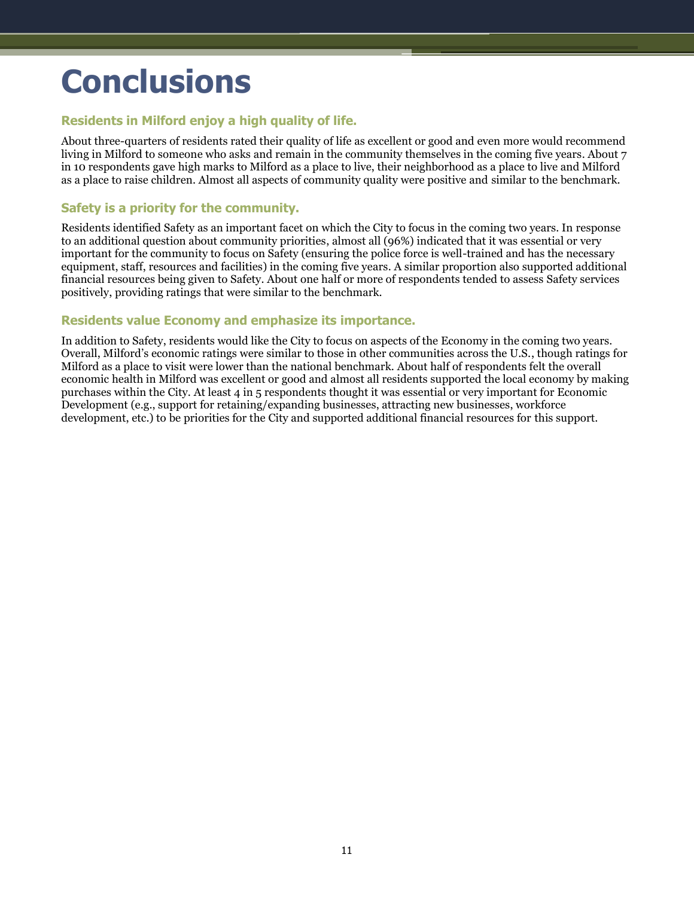# Conclusions

### Residents in Milford enjoy a high quality of life.

About three-quarters of residents rated their quality of life as excellent or good and even more would recommend living in Milford to someone who asks and remain in the community themselves in the coming five years. About 7 in 10 respondents gave high marks to Milford as a place to live, their neighborhood as a place to live and Milford as a place to raise children. Almost all aspects of community quality were positive and similar to the benchmark.

### Safety is a priority for the community.

Residents identified Safety as an important facet on which the City to focus in the coming two years. In response to an additional question about community priorities, almost all (96%) indicated that it was essential or very important for the community to focus on Safety (ensuring the police force is well-trained and has the necessary equipment, staff, resources and facilities) in the coming five years. A similar proportion also supported additional financial resources being given to Safety. About one half or more of respondents tended to assess Safety services positively, providing ratings that were similar to the benchmark.

### Residents value Economy and emphasize its importance.

In addition to Safety, residents would like the City to focus on aspects of the Economy in the coming two years. Overall, Milford's economic ratings were similar to those in other communities across the U.S., though ratings for Milford as a place to visit were lower than the national benchmark. About half of respondents felt the overall economic health in Milford was excellent or good and almost all residents supported the local economy by making purchases within the City. At least 4 in 5 respondents thought it was essential or very important for Economic Development (e.g., support for retaining/expanding businesses, attracting new businesses, workforce development, etc.) to be priorities for the City and supported additional financial resources for this support.